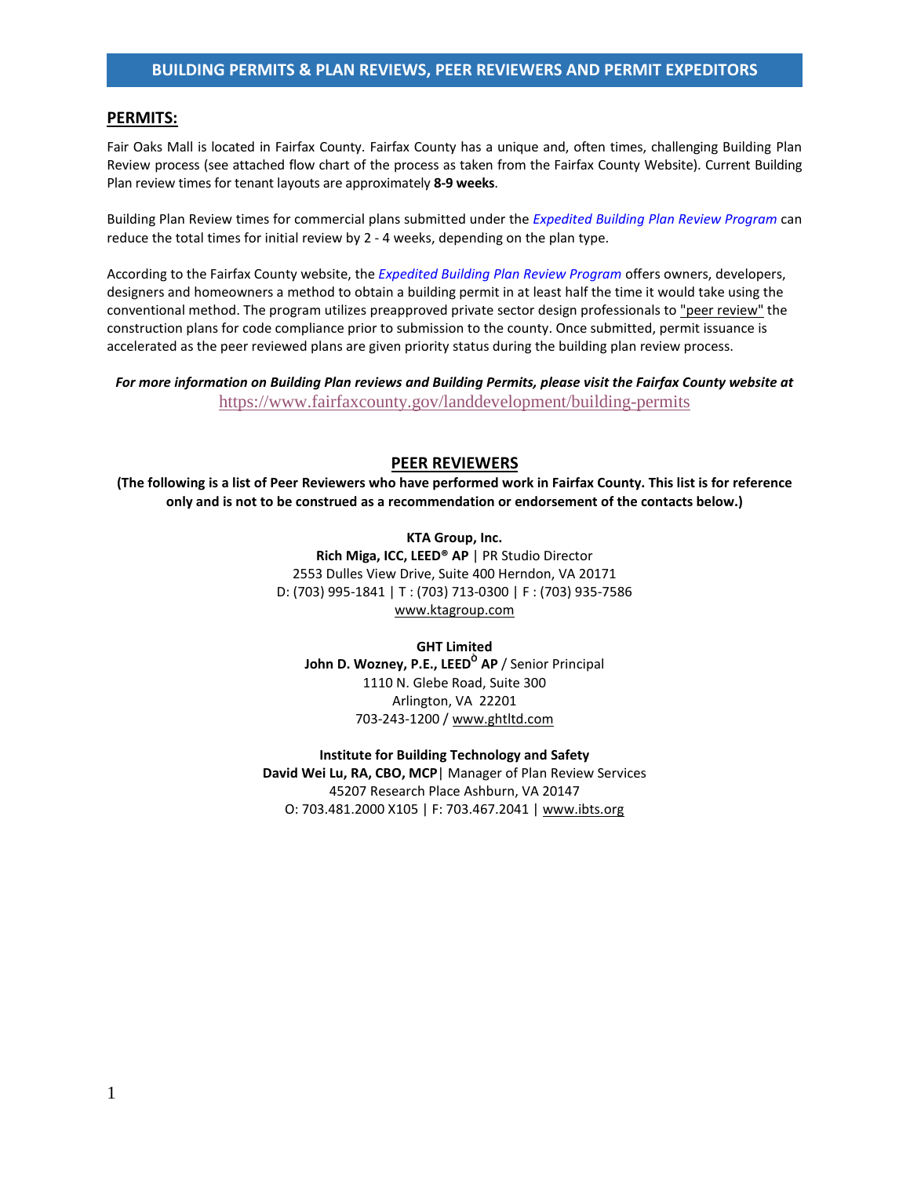# BUILDING PERMITS & PLAN REVIEWS, PEER REVIEWERS AND PERMIT EXPEDITORS

## PERMITS:

Fair Oaks Mall is located in Fairfax County. Fairfax County has a unique and, often times, challenging Building Plan Review process (see attached flow chart of the process as taken from the Fairfax County Website). Current Building Plan review times for tenant layouts are approximately **8-9 weeks**.

Building Plan Review times for commercial plans submitted under the *Expedited Building Plan Review Program* can reduce the total times for initial review by 2 - 4 weeks, depending on the plan type.

According to the Fairfax County website, the *Expedited Building Plan Review Program* offers owners, developers, designers and homeowners a method to obtain a building permit in at least half the time it would take using the conventional method. The program utilizes preapproved private sector design professionals to "peer review" the construction plans for code compliance prior to submission to the county. Once submitted, permit issuance is accelerated as the peer reviewed plans are given priority status during the building plan review process.

***For more information on Building Plan reviews and Building Permits, please visit the Fairfax County website at*** https://www.fairfaxcounty.gov/landdevelopment/building-permits

## PEER REVIEWERS

**(The following is a list of Peer Reviewers who have performed work in Fairfax County. This list is for reference only and is not to be construed as a recommendation or endorsement of the contacts below.)**

**KTA Group, Inc.**
**Rich Miga, ICC, LEED® AP** | PR Studio Director
2553 Dulles View Drive, Suite 400 Herndon, VA 20171
D: (703) 995-1841 | T : (703) 713-0300 | F : (703) 935-7586
www.ktagroup.com

**GHT Limited**
**John D. Wozney, P.E., LEED® AP** / Senior Principal
1110 N. Glebe Road, Suite 300
Arlington, VA 22201
703-243-1200 / www.ghtltd.com

**Institute for Building Technology and Safety**
**David Wei Lu, RA, CBO, MCP**| Manager of Plan Review Services
45207 Research Place Ashburn, VA 20147
O: 703.481.2000 X105 | F: 703.467.2041 | www.ibts.org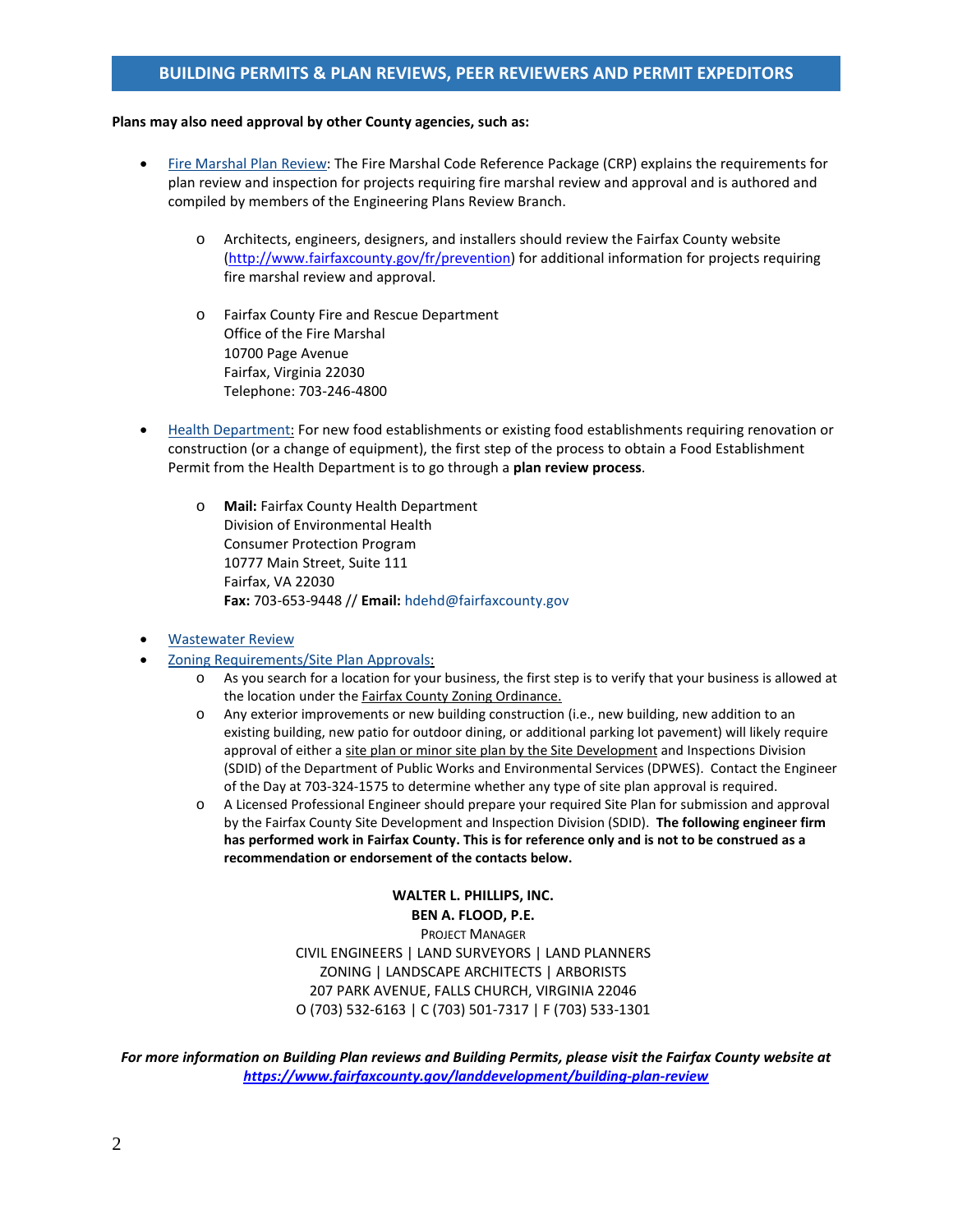## BUILDING PERMITS & PLAN REVIEWS, PEER REVIEWERS AND PERMIT EXPEDITORS

**Plans may also need approval by other County agencies, such as:**

- Fire Marshal Plan Review: The Fire Marshal Code Reference Package (CRP) explains the requirements for plan review and inspection for projects requiring fire marshal review and approval and is authored and compiled by members of the Engineering Plans Review Branch.
  - Architects, engineers, designers, and installers should review the Fairfax County website (http://www.fairfaxcounty.gov/fr/prevention) for additional information for projects requiring fire marshal review and approval.
  - Fairfax County Fire and Rescue Department  
    Office of the Fire Marshal  
    10700 Page Avenue  
    Fairfax, Virginia 22030  
    Telephone: 703-246-4800
- Health Department: For new food establishments or existing food establishments requiring renovation or construction (or a change of equipment), the first step of the process to obtain a Food Establishment Permit from the Health Department is to go through a **plan review process**.
  - **Mail:** Fairfax County Health Department  
    Division of Environmental Health  
    Consumer Protection Program  
    10777 Main Street, Suite 111  
    Fairfax, VA 22030  
    **Fax:** 703-653-9448 // **Email:** hdehd@fairfaxcounty.gov
- Wastewater Review
- Zoning Requirements/Site Plan Approvals:
  - As you search for a location for your business, the first step is to verify that your business is allowed at the location under the Fairfax County Zoning Ordinance.
  - Any exterior improvements or new building construction (i.e., new building, new addition to an existing building, new patio for outdoor dining, or additional parking lot pavement) will likely require approval of either a site plan or minor site plan by the Site Development and Inspections Division (SDID) of the Department of Public Works and Environmental Services (DPWES). Contact the Engineer of the Day at 703-324-1575 to determine whether any type of site plan approval is required.
  - A Licensed Professional Engineer should prepare your required Site Plan for submission and approval by the Fairfax County Site Development and Inspection Division (SDID). **The following engineer firm has performed work in Fairfax County. This is for reference only and is not to be construed as a recommendation or endorsement of the contacts below.**

**WALTER L. PHILLIPS, INC.**  
**BEN A. FLOOD, P.E.**  
PROJECT MANAGER  
CIVIL ENGINEERS | LAND SURVEYORS | LAND PLANNERS  
ZONING | LANDSCAPE ARCHITECTS | ARBORISTS  
207 PARK AVENUE, FALLS CHURCH, VIRGINIA 22046  
O (703) 532-6163 | C (703) 501-7317 | F (703) 533-1301

***For more information on Building Plan reviews and Building Permits, please visit the Fairfax County website at https://www.fairfaxcounty.gov/landdevelopment/building-plan-review***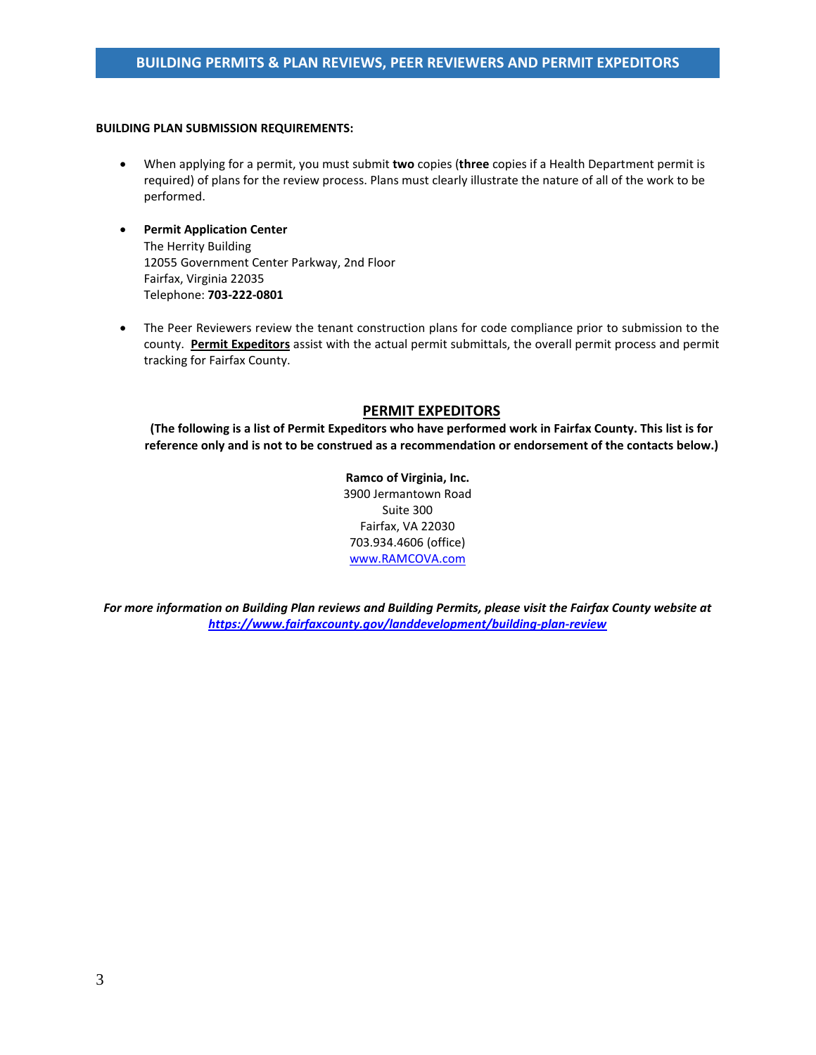# BUILDING PERMITS & PLAN REVIEWS, PEER REVIEWERS AND PERMIT EXPEDITORS

**BUILDING PLAN SUBMISSION REQUIREMENTS:**

- When applying for a permit, you must submit **two** copies (**three** copies if a Health Department permit is required) of plans for the review process. Plans must clearly illustrate the nature of all of the work to be performed.

- **Permit Application Center**
  The Herrity Building
  12055 Government Center Parkway, 2nd Floor
  Fairfax, Virginia 22035
  Telephone: **703-222-0801**

- The Peer Reviewers review the tenant construction plans for code compliance prior to submission to the county. **Permit Expeditors** assist with the actual permit submittals, the overall permit process and permit tracking for Fairfax County.

## PERMIT EXPEDITORS

**(The following is a list of Permit Expeditors who have performed work in Fairfax County. This list is for reference only and is not to be construed as a recommendation or endorsement of the contacts below.)**

**Ramco of Virginia, Inc.**
3900 Jermantown Road
Suite 300
Fairfax, VA 22030
703.934.4606 (office)
www.RAMCOVA.com

***For more information on Building Plan reviews and Building Permits, please visit the Fairfax County website at https://www.fairfaxcounty.gov/landdevelopment/building-plan-review***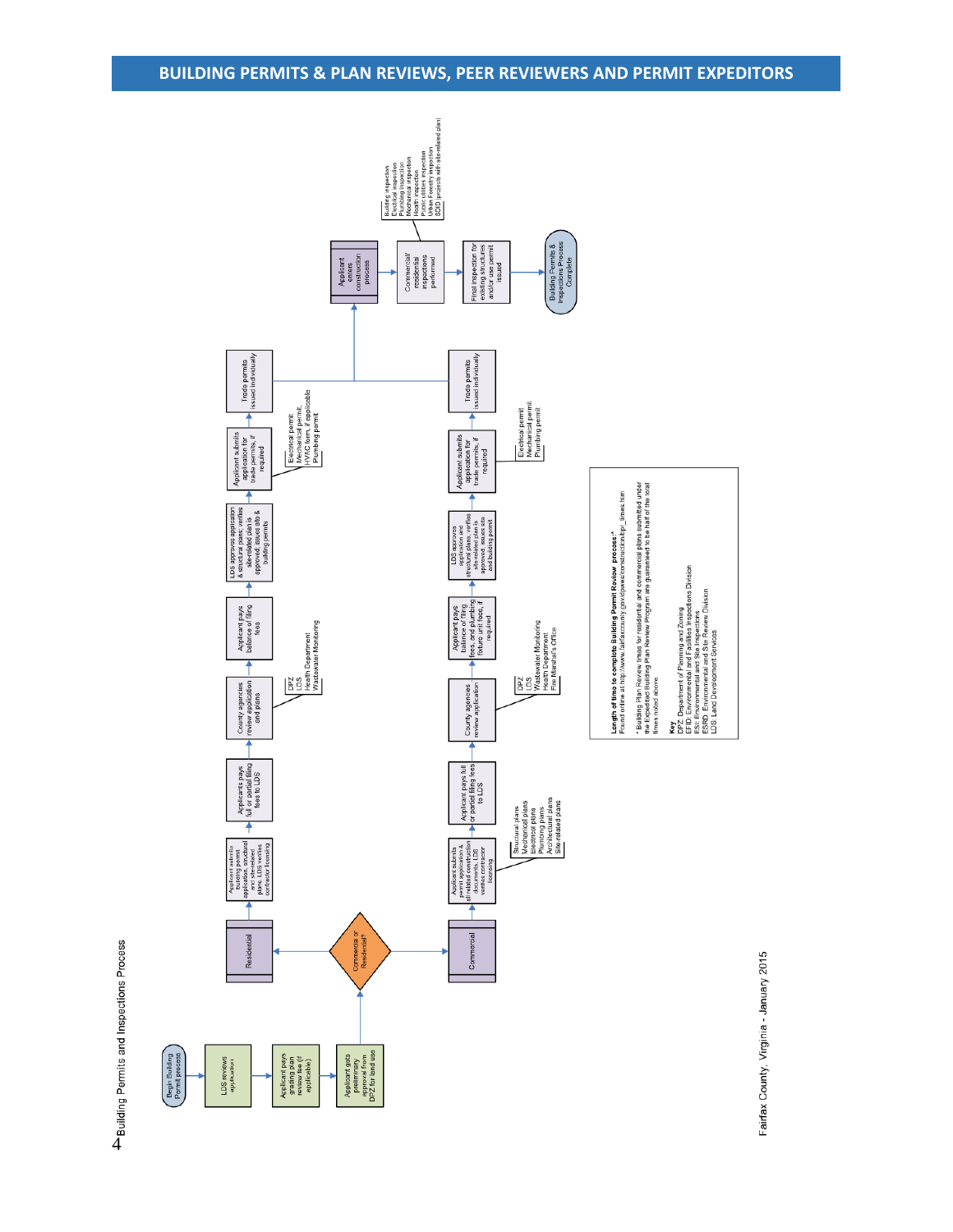# BUILDING PERMITS & PLAN REVIEWS, PEER REVIEWERS AND PERMIT EXPEDITORS

Building Permits and Inspections Process

Begin Building Permit process

LDS reviews application

Applicant pays grading plan review fee (if applicable)

Applicant gets preliminary approval from DPZ for land use

Commercial or Residential?

Residential

Applicant submits building permit application, structural and site-related plans; LDS verifies contractor licensing

Applicants pays full or partial filing fees to LDS

County agencies review application and plans

DPZ
LDS
Health Department
Wastewater Monitoring

Applicant pays balance of filing fees

LDS approves application & structural plans; verifies site-related plan is approved; issues site & building permits

Applicant submits application for trade permits, if required

Electrical permit
Mechanical permit
HVAC form, if applicable
Plumbing permit

Trade permits issued individually

Commercial

Applicant submits permit application & all related construction documents; LDS verifies contractor licensing

Structural plans
Mechanical plans
Electrical plans
Plumbing plans
Architectural plans
Site-related plans

Applicant pays full or partial filing fees to LDS

County agencies review application

DPZ
LDS
Wastewater Monitoring
Health Department
Fire Marshal's Office

Applicant pays balance of filing fees, and plumbing fixture unit fees, if required

LDS approves application and structural plans, verifies site-related plan is approved; issues site and building permit

Applicant submits application for trade permits, if required

Electrical permit
Mechanical permit
Plumbing permit

Trade permits issued individually

Applicant enters construction process

Commercial/residential inspections performed

Building inspection
Electrical inspection
Plumbing inspection
Mechanical inspection
Health inspection
Public utilities inspection
Urban Forestry inspection
SDD (projects with site-related plan)

Final inspection for existing structures and/or use permit issued

Building Permits & Inspections Process Complete

**Length of time to complete Building Permit Review process:\***
Found online at http://www.fairfaxcounty.gov/dpwes/construction/bp_times.htm

\* Building Plan Review times for residential and commercial plans submitted under the Expedited Building Plan Review Program are guaranteed to be half of the total times noted above.

**Key**
DPZ: Department of Planning and Zoning
EFID: Environmental and Facilities Inspections Division
ESI: Environmental and Site Inspections
ESRD: Environmental and Site Review Division
LDS: Land Development Services

Fairfax County, Virginia - January 2015